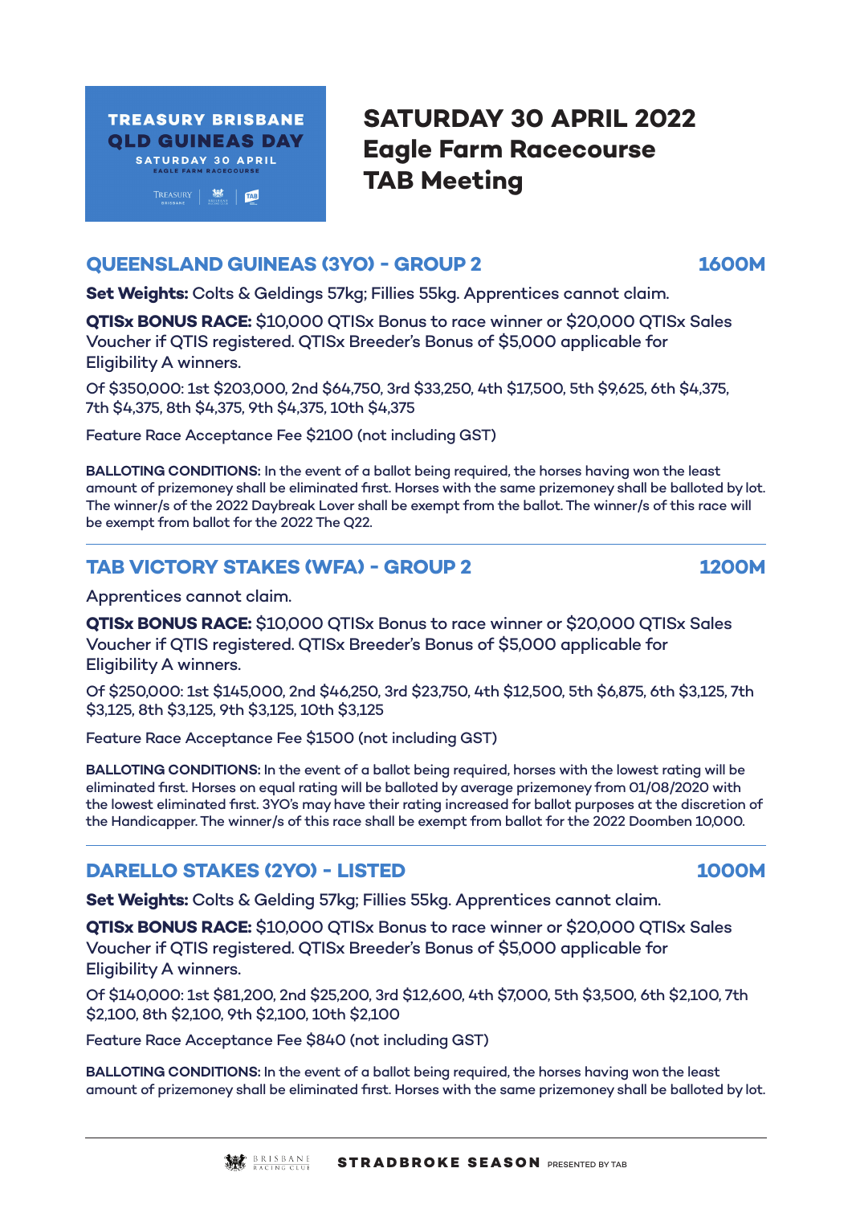**TREASURY BRISBANE QLD GUINEAS DAY**
SATURDAY 30 APRIL
EAGLE FARM RACECOURSE

# SATURDAY 30 APRIL 2022
# Eagle Farm Racecourse
# TAB Meeting

## QUEENSLAND GUINEAS (3YO) - GROUP 2 — 1600M

**Set Weights:** Colts & Geldings 57kg; Fillies 55kg. Apprentices cannot claim.

**QTISx BONUS RACE:** $10,000 QTISx Bonus to race winner or $20,000 QTISx Sales Voucher if QTIS registered. QTISx Breeder's Bonus of $5,000 applicable for Eligibility A winners.

Of $350,000: 1st $203,000, 2nd $64,750, 3rd $33,250, 4th $17,500, 5th $9,625, 6th $4,375, 7th $4,375, 8th $4,375, 9th $4,375, 10th $4,375

Feature Race Acceptance Fee $2100 (not including GST)

**BALLOTING CONDITIONS:** In the event of a ballot being required, the horses having won the least amount of prizemoney shall be eliminated first. Horses with the same prizemoney shall be balloted by lot. The winner/s of the 2022 Daybreak Lover shall be exempt from the ballot. The winner/s of this race will be exempt from ballot for the 2022 The Q22.

---

## TAB VICTORY STAKES (WFA) - GROUP 2 — 1200M

Apprentices cannot claim.

**QTISx BONUS RACE:** $10,000 QTISx Bonus to race winner or $20,000 QTISx Sales Voucher if QTIS registered. QTISx Breeder's Bonus of $5,000 applicable for Eligibility A winners.

Of $250,000: 1st $145,000, 2nd $46,250, 3rd $23,750, 4th $12,500, 5th $6,875, 6th $3,125, 7th $3,125, 8th $3,125, 9th $3,125, 10th $3,125

Feature Race Acceptance Fee $1500 (not including GST)

**BALLOTING CONDITIONS:** In the event of a ballot being required, horses with the lowest rating will be eliminated first. Horses on equal rating will be balloted by average prizemoney from 01/08/2020 with the lowest eliminated first. 3YO's may have their rating increased for ballot purposes at the discretion of the Handicapper. The winner/s of this race shall be exempt from ballot for the 2022 Doomben 10,000.

---

## DARELLO STAKES (2YO) - LISTED — 1000M

**Set Weights:** Colts & Gelding 57kg; Fillies 55kg. Apprentices cannot claim.

**QTISx BONUS RACE:** $10,000 QTISx Bonus to race winner or $20,000 QTISx Sales Voucher if QTIS registered. QTISx Breeder's Bonus of $5,000 applicable for Eligibility A winners.

Of $140,000: 1st $81,200, 2nd $25,200, 3rd $12,600, 4th $7,000, 5th $3,500, 6th $2,100, 7th $2,100, 8th $2,100, 9th $2,100, 10th $2,100

Feature Race Acceptance Fee $840 (not including GST)

**BALLOTING CONDITIONS:** In the event of a ballot being required, the horses having won the least amount of prizemoney shall be eliminated first. Horses with the same prizemoney shall be balloted by lot.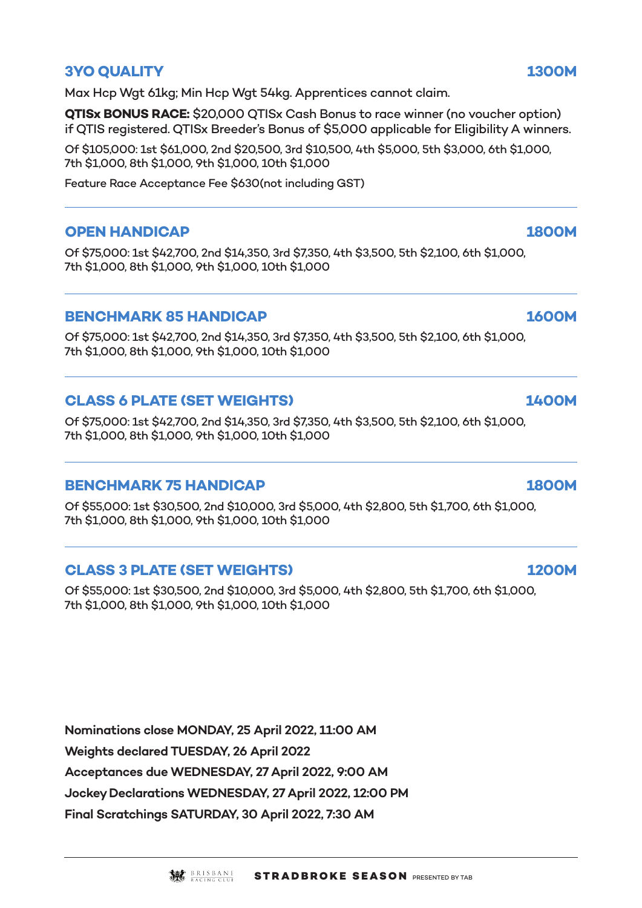## 3YO QUALITY — 1300M

Max Hcp Wgt 61kg; Min Hcp Wgt 54kg. Apprentices cannot claim.

**QTISx BONUS RACE:** $20,000 QTISx Cash Bonus to race winner (no voucher option) if QTIS registered. QTISx Breeder's Bonus of $5,000 applicable for Eligibility A winners.

Of $105,000: 1st $61,000, 2nd $20,500, 3rd $10,500, 4th $5,000, 5th $3,000, 6th $1,000, 7th $1,000, 8th $1,000, 9th $1,000, 10th $1,000

Feature Race Acceptance Fee $630(not including GST)

---

## OPEN HANDICAP — 1800M

Of $75,000: 1st $42,700, 2nd $14,350, 3rd $7,350, 4th $3,500, 5th $2,100, 6th $1,000, 7th $1,000, 8th $1,000, 9th $1,000, 10th $1,000

---

## BENCHMARK 85 HANDICAP — 1600M

Of $75,000: 1st $42,700, 2nd $14,350, 3rd $7,350, 4th $3,500, 5th $2,100, 6th $1,000, 7th $1,000, 8th $1,000, 9th $1,000, 10th $1,000

---

## CLASS 6 PLATE (SET WEIGHTS) — 1400M

Of $75,000: 1st $42,700, 2nd $14,350, 3rd $7,350, 4th $3,500, 5th $2,100, 6th $1,000, 7th $1,000, 8th $1,000, 9th $1,000, 10th $1,000

---

## BENCHMARK 75 HANDICAP — 1800M

Of $55,000: 1st $30,500, 2nd $10,000, 3rd $5,000, 4th $2,800, 5th $1,700, 6th $1,000, 7th $1,000, 8th $1,000, 9th $1,000, 10th $1,000

---

## CLASS 3 PLATE (SET WEIGHTS) — 1200M

Of $55,000: 1st $30,500, 2nd $10,000, 3rd $5,000, 4th $2,800, 5th $1,700, 6th $1,000, 7th $1,000, 8th $1,000, 9th $1,000, 10th $1,000

**Nominations close MONDAY, 25 April 2022, 11:00 AM**

**Weights declared TUESDAY, 26 April 2022**

**Acceptances due WEDNESDAY, 27 April 2022, 9:00 AM**

**Jockey Declarations WEDNESDAY, 27 April 2022, 12:00 PM**

**Final Scratchings SATURDAY, 30 April 2022, 7:30 AM**